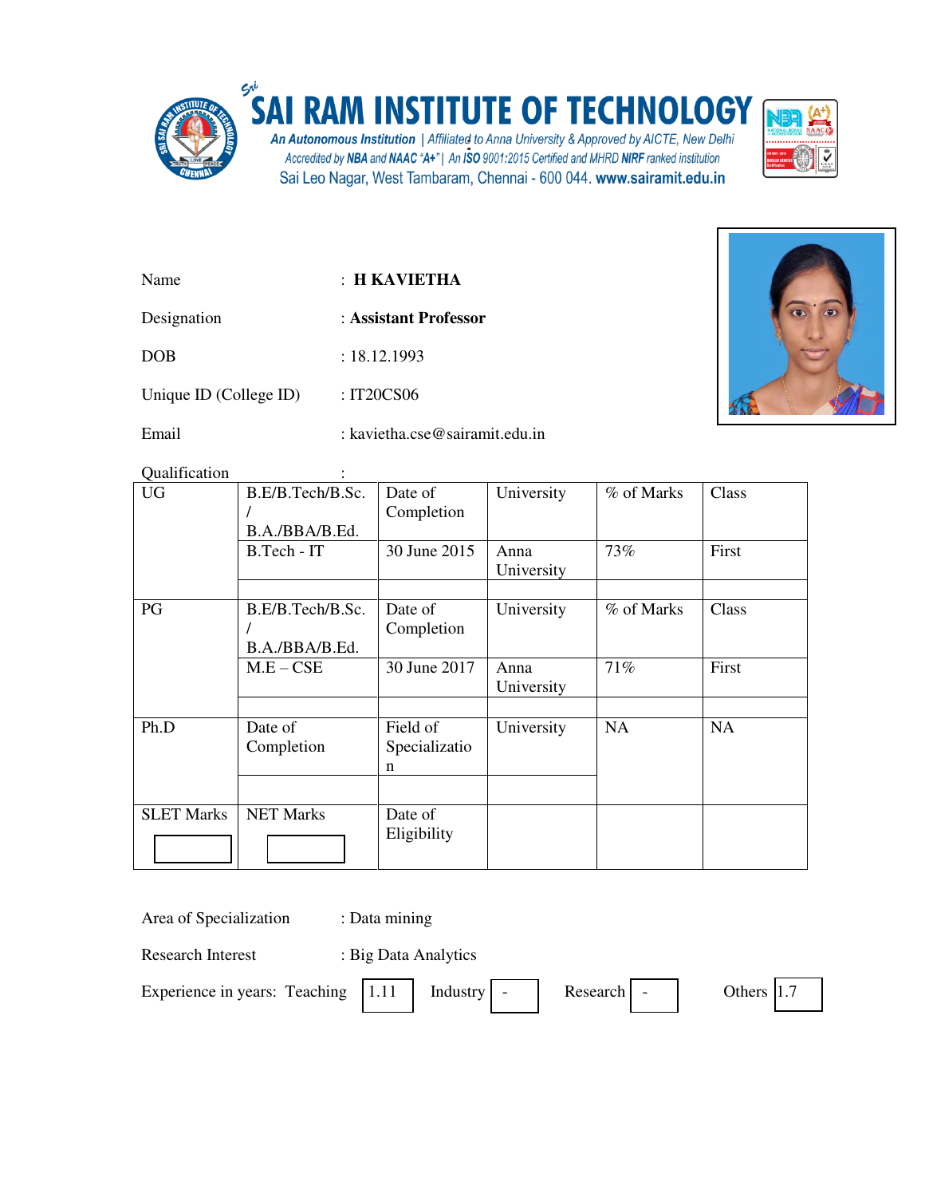# SAI RAM INSTITUTE OF TECHNOLOGY

*An Autonomous Institution* | *Affiliated to Anna University & Approved by AICTE, New Delhi*

*Accredited by NBA and NAAC "A+" | An ISO 9001:2015 Certified and MHRD NIRF ranked institution*

Sai Leo Nagar, West Tambaram, Chennai - 600 044. **www.sairamit.edu.in**

Name : **H KAVIETHA**

Designation : **Assistant Professor**

DOB : 18.12.1993

Unique ID (College ID) : IT20CS06

Email : kavietha.cse@sairamit.edu.in

Qualification :

| | | | | | |
|---|---|---|---|---|---|
| UG | B.E/B.Tech/B.Sc. / B.A./BBA/B.Ed. | Date of Completion | University | % of Marks | Class |
| | B.Tech - IT | 30 June 2015 | Anna University | 73% | First |
| | | | | | |
| PG | B.E/B.Tech/B.Sc. / B.A./BBA/B.Ed. | Date of Completion | University | % of Marks | Class |
| | M.E – CSE | 30 June 2017 | Anna University | 71% | First |
| | | | | | |
| Ph.D | Date of Completion | Field of Specialization | University | NA | NA |
| | | | | | |
| SLET Marks | NET Marks | Date of Eligibility | | | |

Area of Specialization : Data mining

Research Interest : Big Data Analytics

Experience in years: Teaching 1.11 Industry - Research - Others 1.7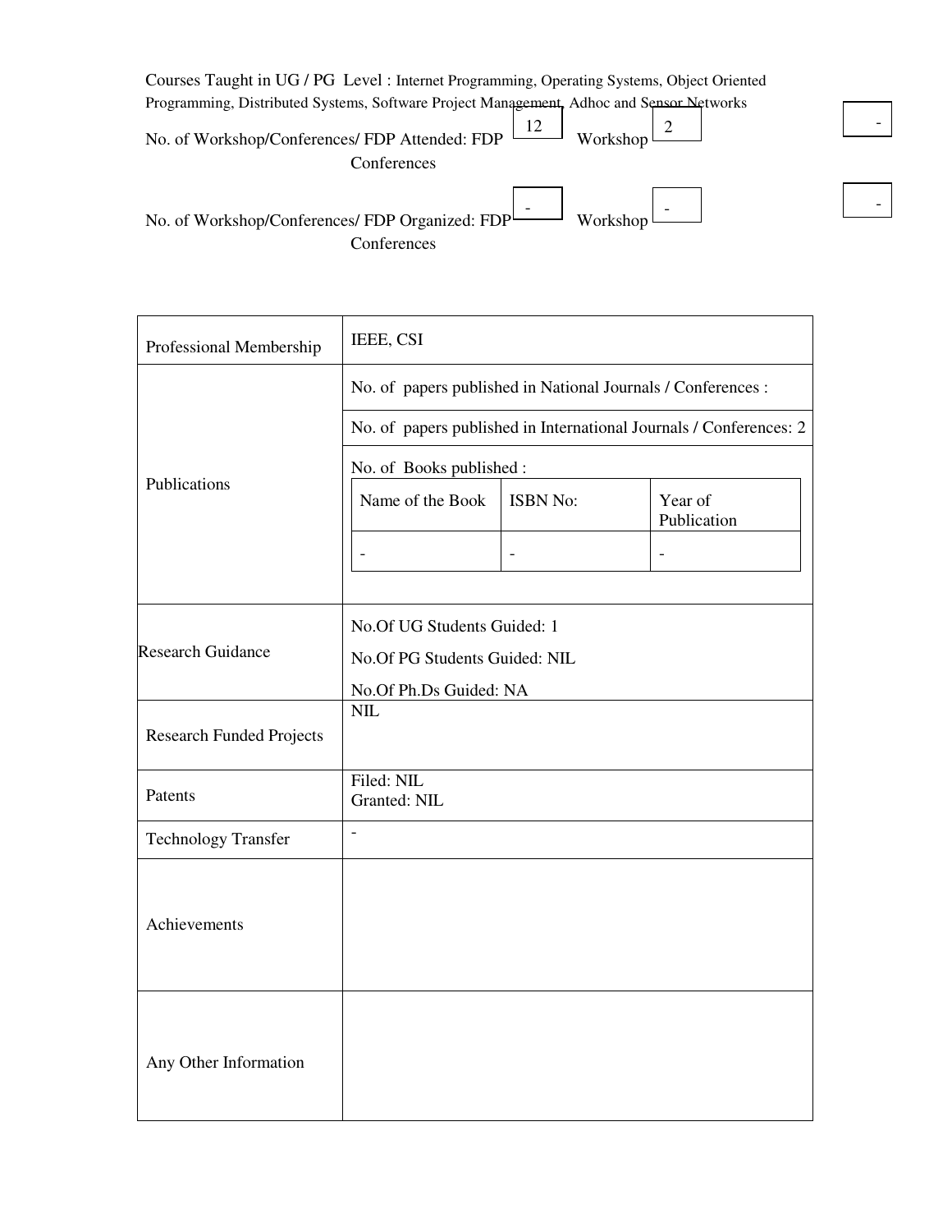Courses Taught in UG / PG Level : Internet Programming, Operating Systems, Object Oriented Programming, Distributed Systems, Software Project Management, Adhoc and Sensor Networks

No. of Workshop/Conferences/ FDP Attended: FDP 12 Workshop 2 Conferences -

No. of Workshop/Conferences/ FDP Organized: FDP - Workshop - Conferences -

| | |
|---|---|
| Professional Membership | IEEE, CSI |
| Publications | No. of papers published in National Journals / Conferences :<br>No. of papers published in International Journals / Conferences: 2<br>No. of Books published :<br>Name of the Book: - ; ISBN No: - ; Year of Publication: - |
| Research Guidance | No.Of UG Students Guided: 1<br>No.Of PG Students Guided: NIL<br>No.Of Ph.Ds Guided: NA |
| Research Funded Projects | NIL |
| Patents | Filed: NIL<br>Granted: NIL |
| Technology Transfer | - |
| Achievements | |
| Any Other Information | |